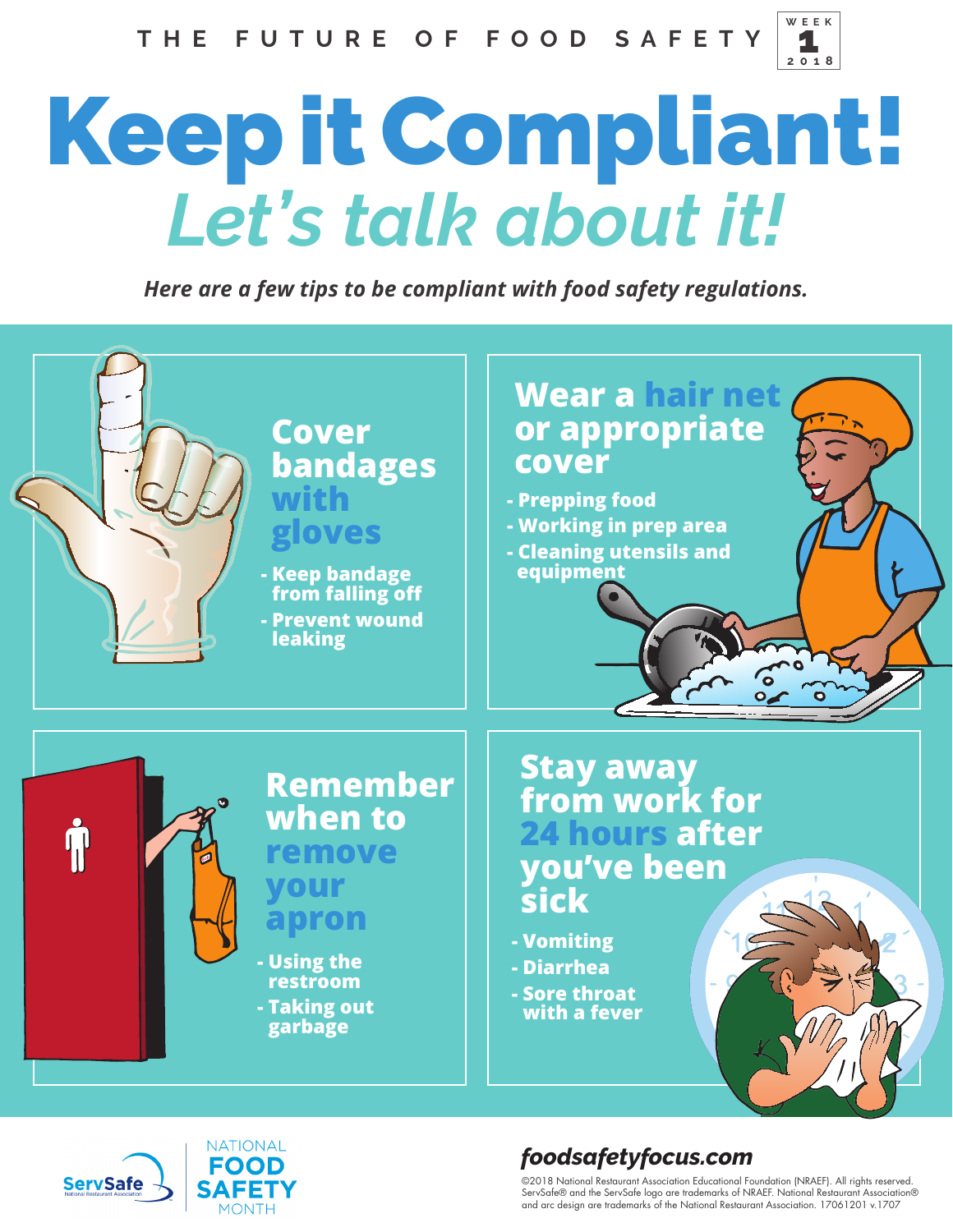THE FUTURE OF FOOD SAFETY

WEEK 1 2018

# Keep it Compliant!

## *Let's talk about it!*

*Here are a few tips to be compliant with food safety regulations.*

### Cover bandages with gloves

- Keep bandage from falling off
- Prevent wound leaking

### Wear a hair net or appropriate cover

- Prepping food
- Working in prep area
- Cleaning utensils and equipment

### Remember when to remove your apron

- Using the restroom
- Taking out garbage

### Stay away from work for 24 hours after you've been sick

- Vomiting
- Diarrhea
- Sore throat with a fever

ServSafe

NATIONAL FOOD SAFETY MONTH

*foodsafetyfocus.com*

©2018 National Restaurant Association Educational Foundation (NRAEF). All rights reserved. ServSafe® and the ServSafe logo are trademarks of NRAEF. National Restaurant Association® and arc design are trademarks of the National Restaurant Association. 17061201 v.1707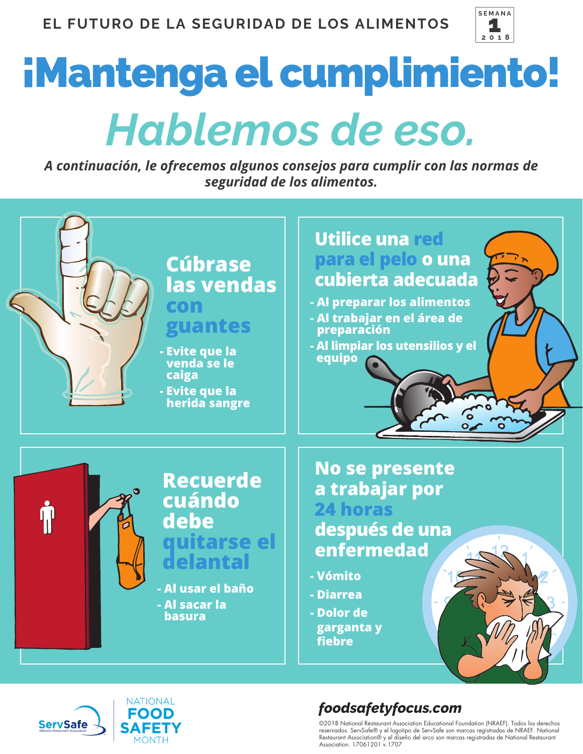EL FUTURO DE LA SEGURIDAD DE LOS ALIMENTOS

SEMANA 1 2018

# ¡Mantenga el cumplimiento!

## *Hablemos de eso.*

***A continuación, le ofrecemos algunos consejos para cumplir con las normas de seguridad de los alimentos.***

### Cúbrase las vendas con guantes

- Evite que la venda se le caiga
- Evite que la herida sangre

### Utilice una red para el pelo o una cubierta adecuada

- Al preparar los alimentos
- Al trabajar en el área de preparación
- Al limpiar los utensilios y el equipo

### Recuerde cuándo debe quitarse el delantal

- Al usar el baño
- Al sacar la basura

### No se presente a trabajar por 24 horas después de una enfermedad

- Vómito
- Diarrea
- Dolor de garganta y fiebre

ServSafe
National Restaurant Association

NATIONAL FOOD SAFETY MONTH

***foodsafetyfocus.com***

©2018 National Restaurant Association Educational Foundation (NRAEF). Todos los derechos reservados. ServSafe® y el logotipo de ServSafe son marcas registradas de NRAEF. National Restaurant Association® y el diseño del arco son marcas registradas de National Restaurant Association. 17061201 v.1707